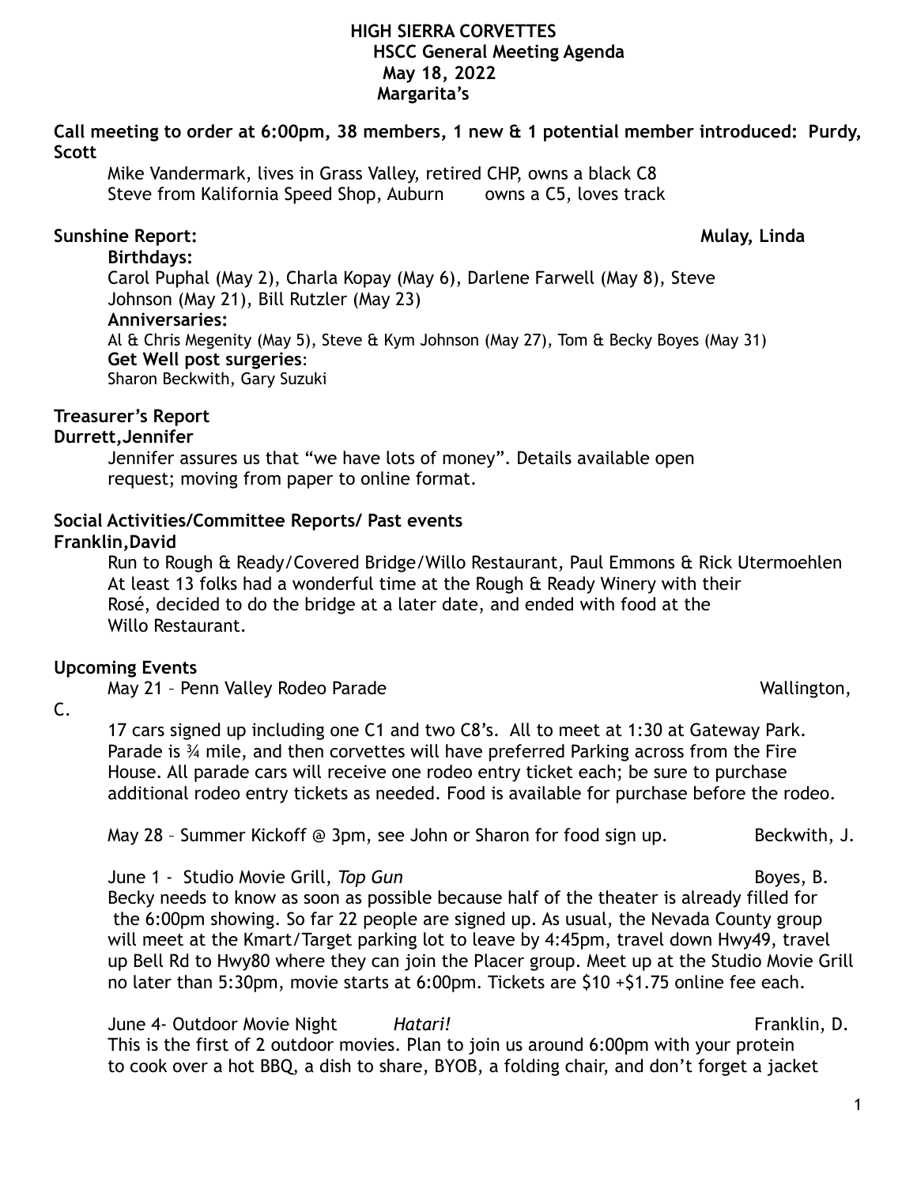# HIGH SIERRA CORVETTES

## HSCC General Meeting Agenda

**May 18, 2022**

**Margarita's**

**Call meeting to order at 6:00pm, 38 members, 1 new & 1 potential member introduced: Purdy, Scott**

Mike Vandermark, lives in Grass Valley, retired CHP, owns a black C8
Steve from Kalifornia Speed Shop, Auburn owns a C5, loves track

**Sunshine Report:** **Mulay, Linda**

**Birthdays:**
Carol Puphal (May 2), Charla Kopay (May 6), Darlene Farwell (May 8), Steve Johnson (May 21), Bill Rutzler (May 23)

**Anniversaries:**
Al & Chris Megenity (May 5), Steve & Kym Johnson (May 27), Tom & Becky Boyes (May 31)

**Get Well post surgeries**:
Sharon Beckwith, Gary Suzuki

**Treasurer's Report**
**Durrett,Jennifer**

Jennifer assures us that "we have lots of money". Details available open request; moving from paper to online format.

**Social Activities/Committee Reports/ Past events**
**Franklin,David**

Run to Rough & Ready/Covered Bridge/Willo Restaurant, Paul Emmons & Rick Utermoehlen
At least 13 folks had a wonderful time at the Rough & Ready Winery with their Rosé, decided to do the bridge at a later date, and ended with food at the Willo Restaurant.

**Upcoming Events**

May 21 – Penn Valley Rodeo Parade Wallington, C.

17 cars signed up including one C1 and two C8's. All to meet at 1:30 at Gateway Park. Parade is ¾ mile, and then corvettes will have preferred Parking across from the Fire House. All parade cars will receive one rodeo entry ticket each; be sure to purchase additional rodeo entry tickets as needed. Food is available for purchase before the rodeo.

May 28 – Summer Kickoff @ 3pm, see John or Sharon for food sign up. Beckwith, J.

June 1 - Studio Movie Grill, *Top Gun* Boyes, B.
Becky needs to know as soon as possible because half of the theater is already filled for the 6:00pm showing. So far 22 people are signed up. As usual, the Nevada County group will meet at the Kmart/Target parking lot to leave by 4:45pm, travel down Hwy49, travel up Bell Rd to Hwy80 where they can join the Placer group. Meet up at the Studio Movie Grill no later than 5:30pm, movie starts at 6:00pm. Tickets are $10 +$1.75 online fee each.

June 4- Outdoor Movie Night *Hatari!* Franklin, D.
This is the first of 2 outdoor movies. Plan to join us around 6:00pm with your protein to cook over a hot BBQ, a dish to share, BYOB, a folding chair, and don't forget a jacket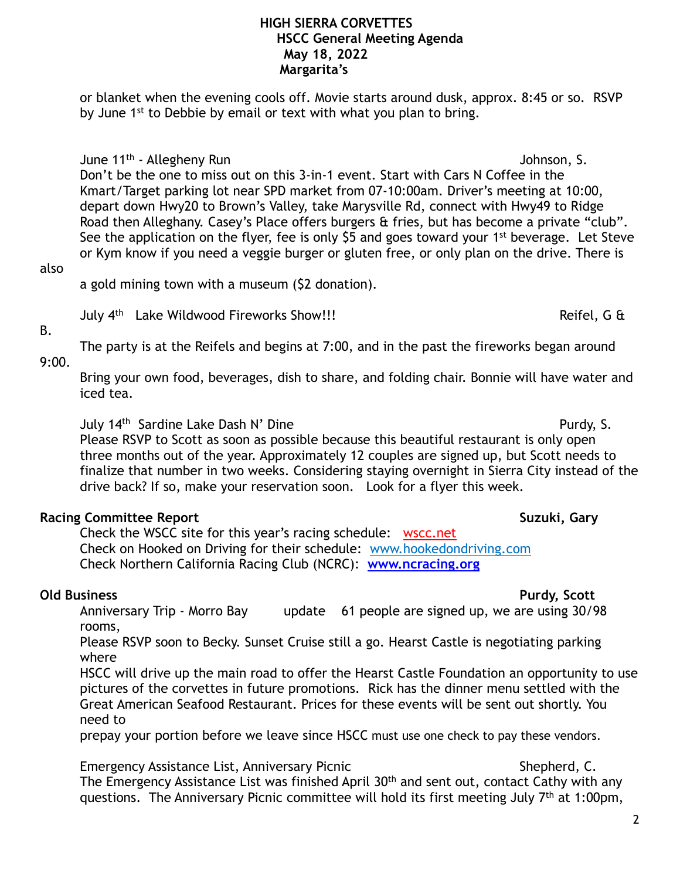# HIGH SIERRA CORVETTES
## HSCC General Meeting Agenda
## May 18, 2022
## Margarita's

or blanket when the evening cools off. Movie starts around dusk, approx. 8:45 or so. RSVP by June 1st to Debbie by email or text with what you plan to bring.

June 11th - Allegheny Run — Johnson, S.

Don't be the one to miss out on this 3-in-1 event. Start with Cars N Coffee in the Kmart/Target parking lot near SPD market from 07-10:00am. Driver's meeting at 10:00, depart down Hwy20 to Brown's Valley, take Marysville Rd, connect with Hwy49 to Ridge Road then Alleghany. Casey's Place offers burgers & fries, but has become a private "club". See the application on the flyer, fee is only $5 and goes toward your 1st beverage. Let Steve or Kym know if you need a veggie burger or gluten free, or only plan on the drive. There is also a gold mining town with a museum ($2 donation).

July 4th Lake Wildwood Fireworks Show!!! — Reifel, G & B.

The party is at the Reifels and begins at 7:00, and in the past the fireworks began around 9:00.

Bring your own food, beverages, dish to share, and folding chair. Bonnie will have water and iced tea.

July 14th Sardine Lake Dash N' Dine — Purdy, S.

Please RSVP to Scott as soon as possible because this beautiful restaurant is only open three months out of the year. Approximately 12 couples are signed up, but Scott needs to finalize that number in two weeks. Considering staying overnight in Sierra City instead of the drive back? If so, make your reservation soon. Look for a flyer this week.

**Racing Committee Report** — **Suzuki, Gary**

Check the WSCC site for this year's racing schedule: wscc.net
Check on Hooked on Driving for their schedule: www.hookedondriving.com
Check Northern California Racing Club (NCRC): **www.ncracing.org**

**Old Business** — **Purdy, Scott**

Anniversary Trip - Morro Bay update 61 people are signed up, we are using 30/98 rooms,
Please RSVP soon to Becky. Sunset Cruise still a go. Hearst Castle is negotiating parking where
HSCC will drive up the main road to offer the Hearst Castle Foundation an opportunity to use pictures of the corvettes in future promotions. Rick has the dinner menu settled with the Great American Seafood Restaurant. Prices for these events will be sent out shortly. You need to
prepay your portion before we leave since HSCC must use one check to pay these vendors.

Emergency Assistance List, Anniversary Picnic — Shepherd, C.

The Emergency Assistance List was finished April 30th and sent out, contact Cathy with any questions. The Anniversary Picnic committee will hold its first meeting July 7th at 1:00pm,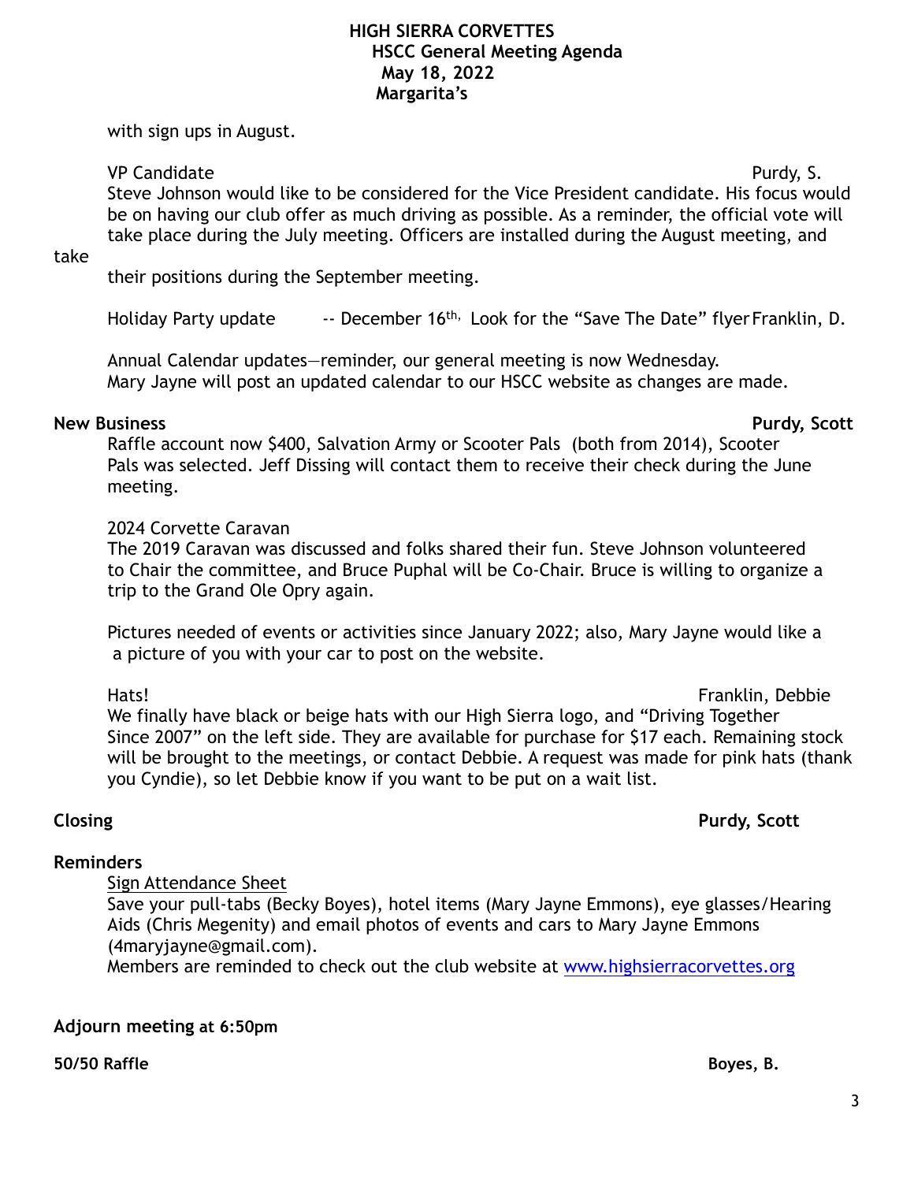# HIGH SIERRA CORVETTES
## HSCC General Meeting Agenda
## May 18, 2022
## Margarita's

with sign ups in August.

VP Candidate — Purdy, S.

Steve Johnson would like to be considered for the Vice President candidate. His focus would be on having our club offer as much driving as possible. As a reminder, the official vote will take place during the July meeting. Officers are installed during the August meeting, and take their positions during the September meeting.

Holiday Party update -- December 16th, Look for the "Save The Date" flyer — Franklin, D.

Annual Calendar updates—reminder, our general meeting is now Wednesday.
Mary Jayne will post an updated calendar to our HSCC website as changes are made.

**New Business** — **Purdy, Scott**

Raffle account now $400, Salvation Army or Scooter Pals (both from 2014), Scooter Pals was selected. Jeff Dissing will contact them to receive their check during the June meeting.

2024 Corvette Caravan
The 2019 Caravan was discussed and folks shared their fun. Steve Johnson volunteered to Chair the committee, and Bruce Puphal will be Co-Chair. Bruce is willing to organize a trip to the Grand Ole Opry again.

Pictures needed of events or activities since January 2022; also, Mary Jayne would like a a picture of you with your car to post on the website.

Hats! — Franklin, Debbie

We finally have black or beige hats with our High Sierra logo, and "Driving Together Since 2007" on the left side. They are available for purchase for $17 each. Remaining stock will be brought to the meetings, or contact Debbie. A request was made for pink hats (thank you Cyndie), so let Debbie know if you want to be put on a wait list.

**Closing** — **Purdy, Scott**

**Reminders**

Sign Attendance Sheet
Save your pull-tabs (Becky Boyes), hotel items (Mary Jayne Emmons), eye glasses/Hearing Aids (Chris Megenity) and email photos of events and cars to Mary Jayne Emmons (4maryjayne@gmail.com).
Members are reminded to check out the club website at [www.highsierracorvettes.org](http://www.highsierracorvettes.org)

**Adjourn meeting at 6:50pm**

**50/50 Raffle** — **Boyes, B.**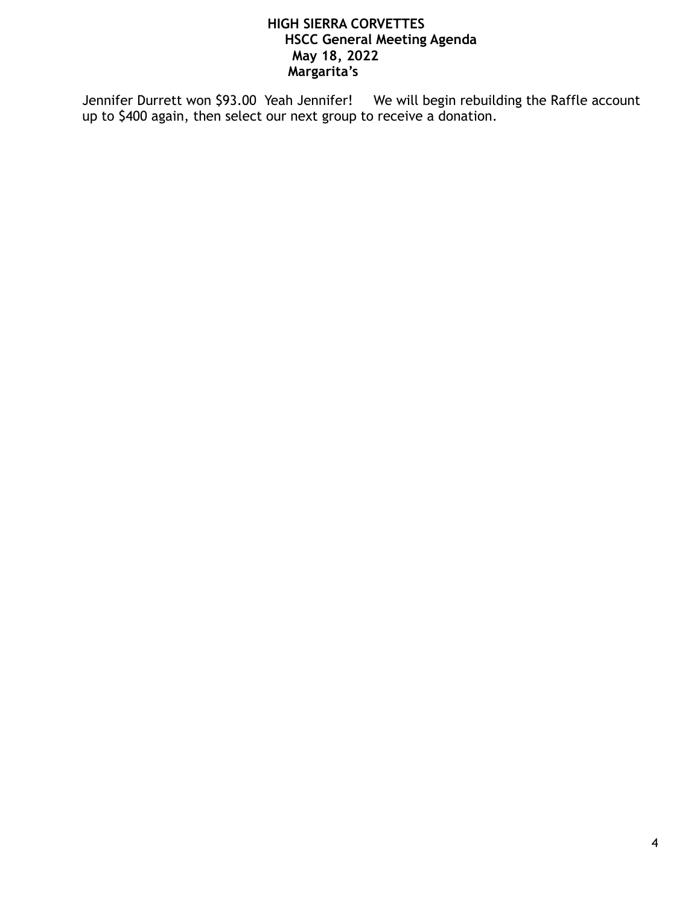**HIGH SIERRA CORVETTES**
**HSCC General Meeting Agenda**
**May 18, 2022**
**Margarita's**

Jennifer Durrett won $93.00 Yeah Jennifer! We will begin rebuilding the Raffle account up to $400 again, then select our next group to receive a donation.